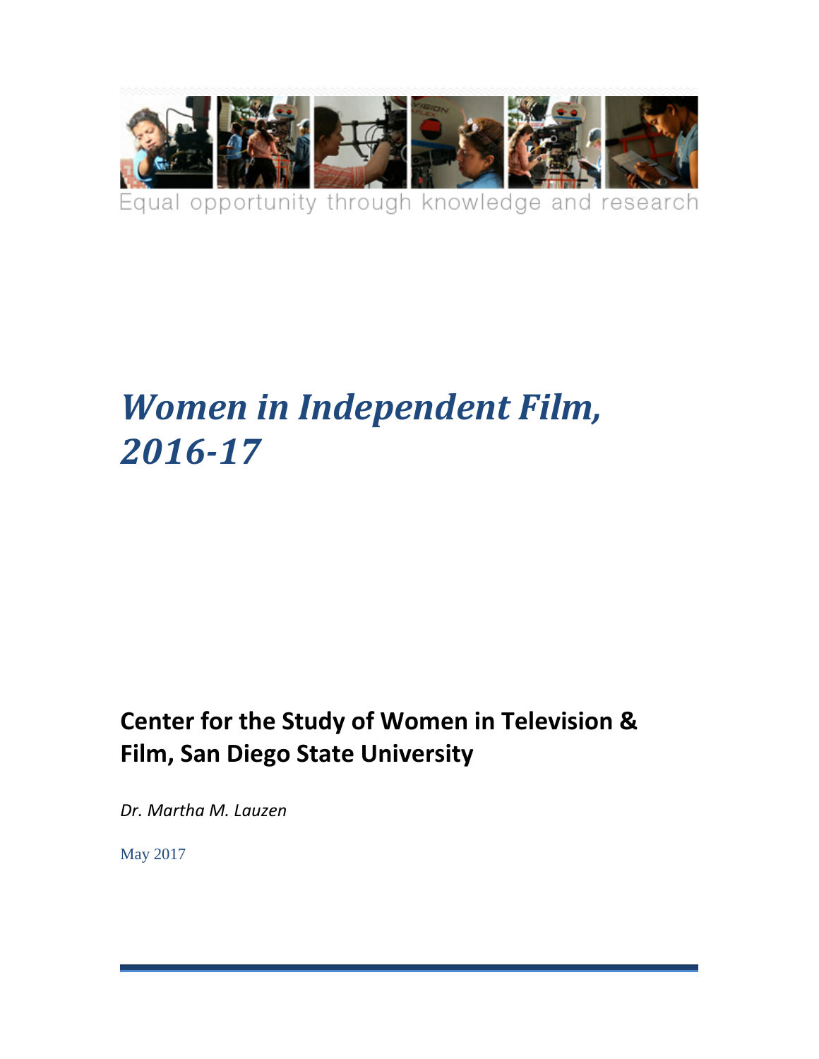Equal opportunity through knowledge and research

# *Women in Independent Film, 2016-17*

## Center for the Study of Women in Television & Film, San Diego State University

*Dr. Martha M. Lauzen*

May 2017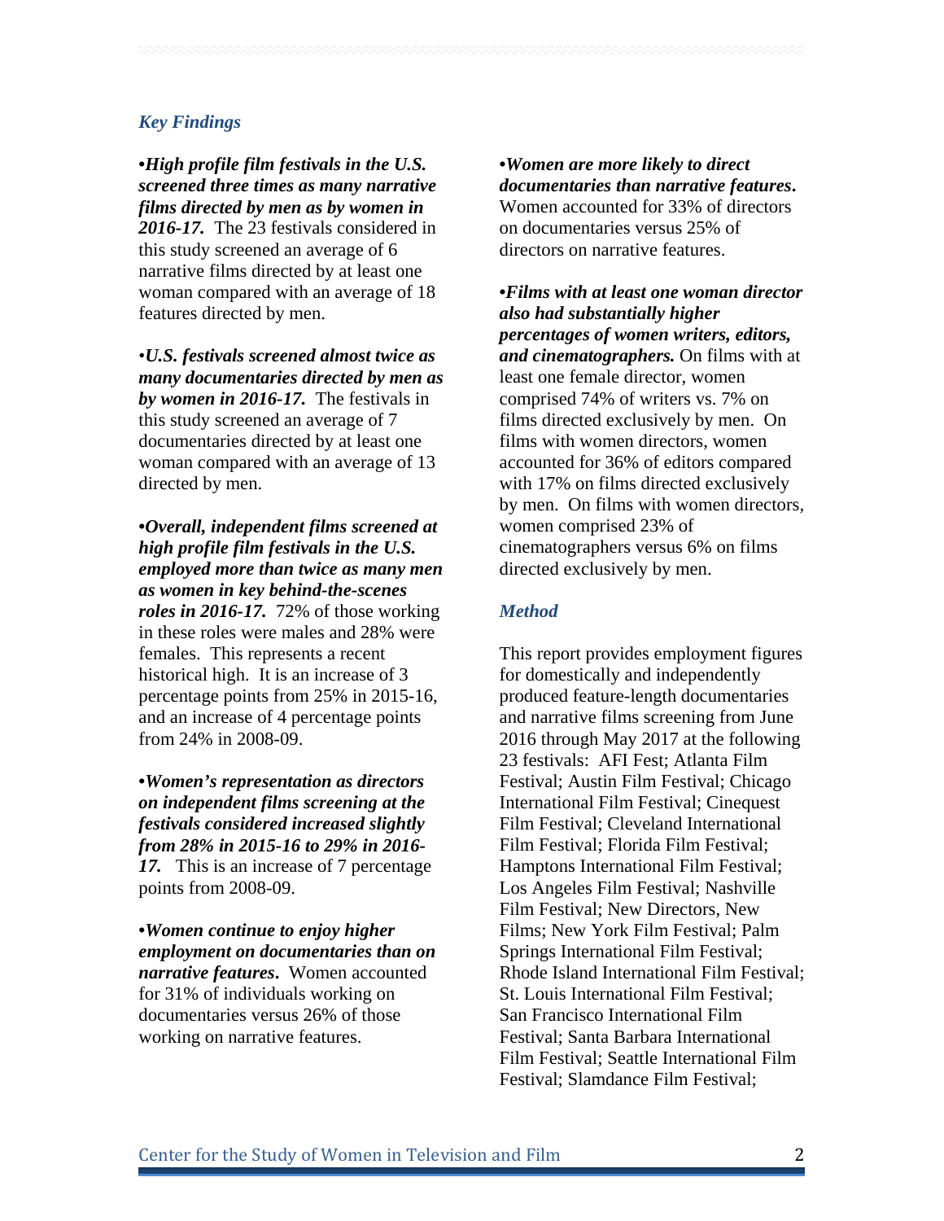### *Key Findings*

•***High profile film festivals in the U.S. screened three times as many narrative films directed by men as by women in 2016-17.*** The 23 festivals considered in this study screened an average of 6 narrative films directed by at least one woman compared with an average of 18 features directed by men.

•***U.S. festivals screened almost twice as many documentaries directed by men as by women in 2016-17.*** The festivals in this study screened an average of 7 documentaries directed by at least one woman compared with an average of 13 directed by men.

•***Overall, independent films screened at high profile film festivals in the U.S. employed more than twice as many men as women in key behind-the-scenes roles in 2016-17.*** 72% of those working in these roles were males and 28% were females. This represents a recent historical high. It is an increase of 3 percentage points from 25% in 2015-16, and an increase of 4 percentage points from 24% in 2008-09.

•***Women's representation as directors on independent films screening at the festivals considered increased slightly from 28% in 2015-16 to 29% in 2016-17.*** This is an increase of 7 percentage points from 2008-09.

•***Women continue to enjoy higher employment on documentaries than on narrative features***. Women accounted for 31% of individuals working on documentaries versus 26% of those working on narrative features.

•***Women are more likely to direct documentaries than narrative features***. Women accounted for 33% of directors on documentaries versus 25% of directors on narrative features.

•***Films with at least one woman director also had substantially higher percentages of women writers, editors, and cinematographers.*** On films with at least one female director, women comprised 74% of writers vs. 7% on films directed exclusively by men. On films with women directors, women accounted for 36% of editors compared with 17% on films directed exclusively by men. On films with women directors, women comprised 23% of cinematographers versus 6% on films directed exclusively by men.

### *Method*

This report provides employment figures for domestically and independently produced feature-length documentaries and narrative films screening from June 2016 through May 2017 at the following 23 festivals: AFI Fest; Atlanta Film Festival; Austin Film Festival; Chicago International Film Festival; Cinequest Film Festival; Cleveland International Film Festival; Florida Film Festival; Hamptons International Film Festival; Los Angeles Film Festival; Nashville Film Festival; New Directors, New Films; New York Film Festival; Palm Springs International Film Festival; Rhode Island International Film Festival; St. Louis International Film Festival; San Francisco International Film Festival; Santa Barbara International Film Festival; Seattle International Film Festival; Slamdance Film Festival;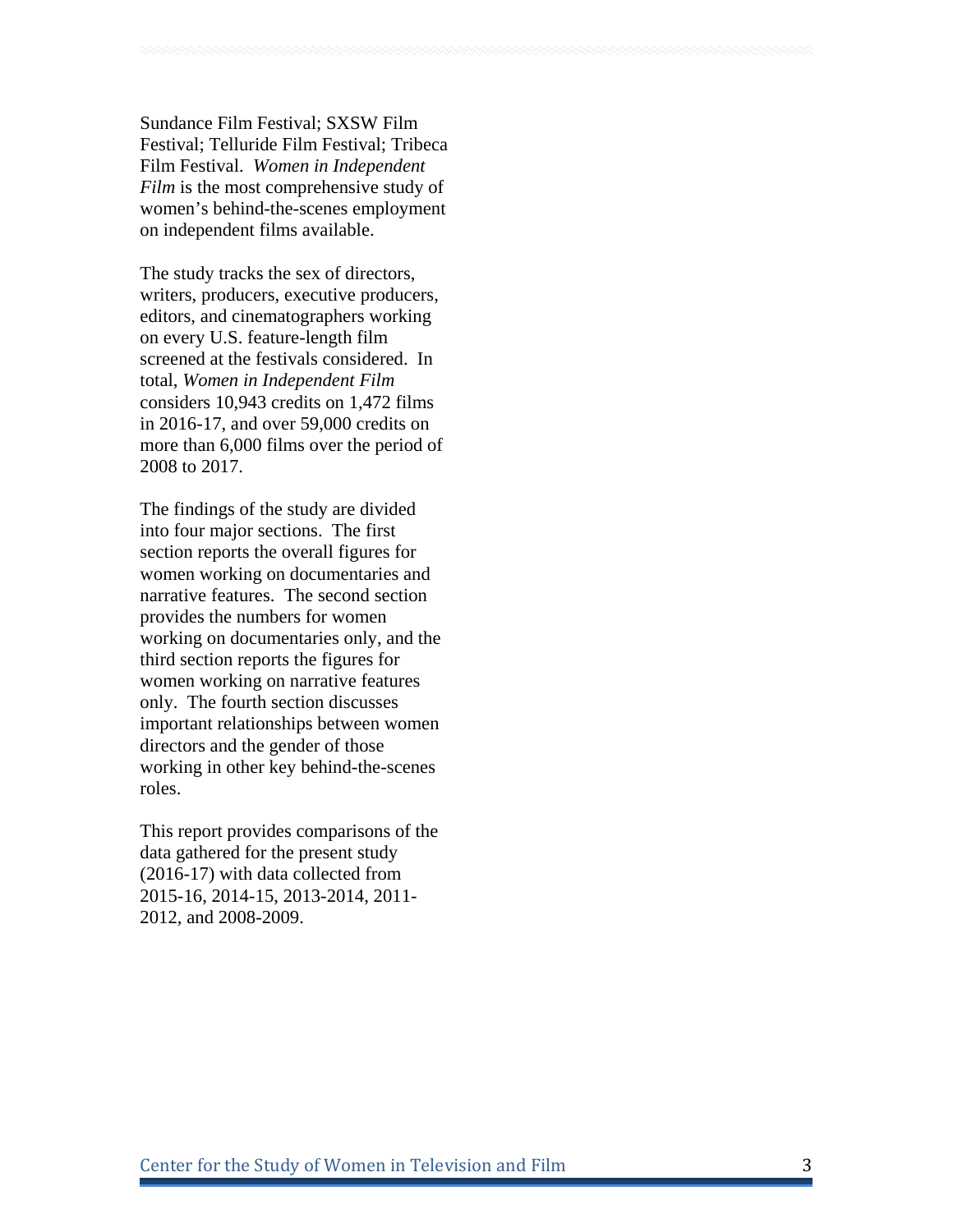Sundance Film Festival; SXSW Film Festival; Telluride Film Festival; Tribeca Film Festival. *Women in Independent Film* is the most comprehensive study of women's behind-the-scenes employment on independent films available.

The study tracks the sex of directors, writers, producers, executive producers, editors, and cinematographers working on every U.S. feature-length film screened at the festivals considered. In total, *Women in Independent Film* considers 10,943 credits on 1,472 films in 2016-17, and over 59,000 credits on more than 6,000 films over the period of 2008 to 2017.

The findings of the study are divided into four major sections. The first section reports the overall figures for women working on documentaries and narrative features. The second section provides the numbers for women working on documentaries only, and the third section reports the figures for women working on narrative features only. The fourth section discusses important relationships between women directors and the gender of those working in other key behind-the-scenes roles.

This report provides comparisons of the data gathered for the present study (2016-17) with data collected from 2015-16, 2014-15, 2013-2014, 2011-2012, and 2008-2009.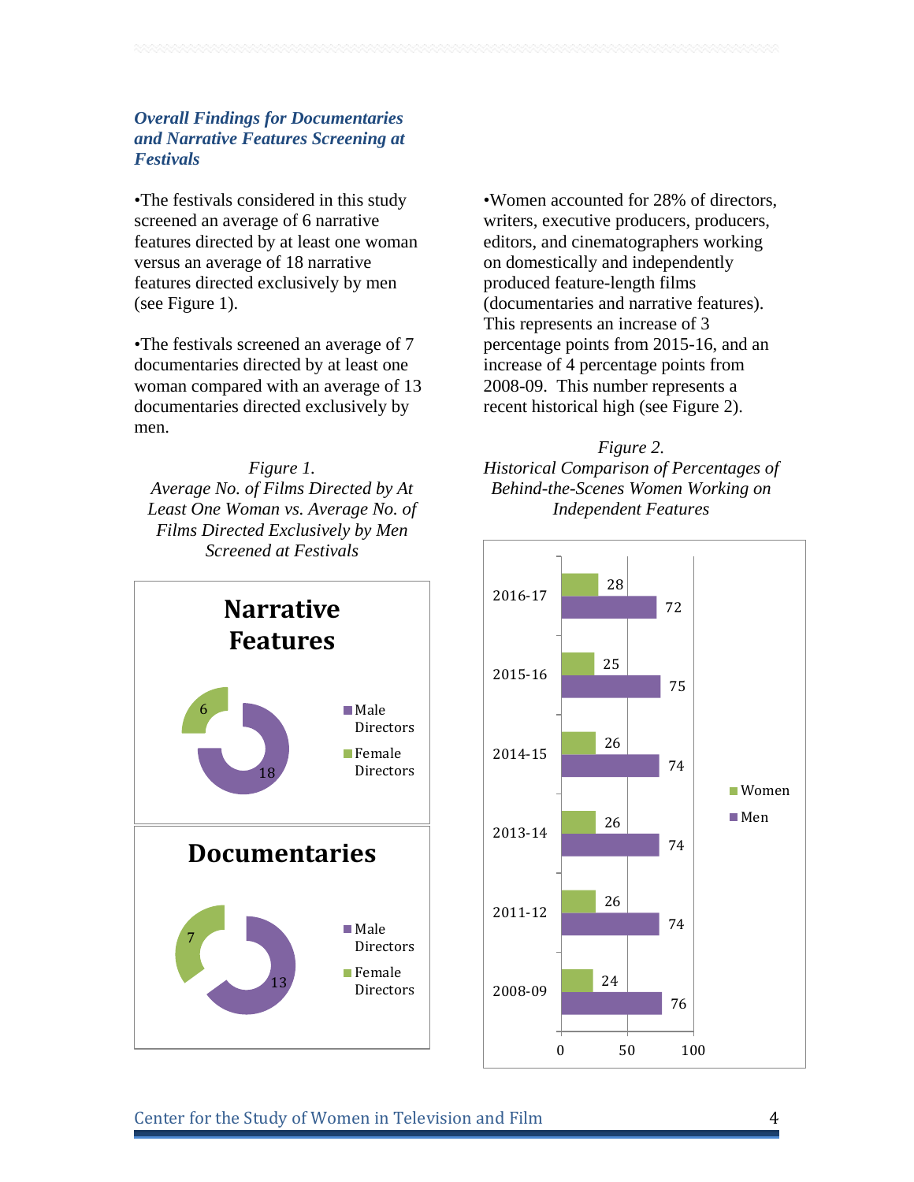### *Overall Findings for Documentaries and Narrative Features Screening at Festivals*

•The festivals considered in this study screened an average of 6 narrative features directed by at least one woman versus an average of 18 narrative features directed exclusively by men (see Figure 1).

•The festivals screened an average of 7 documentaries directed by at least one woman compared with an average of 13 documentaries directed exclusively by men.

*Figure 1.*
*Average No. of Films Directed by At Least One Woman vs. Average No. of Films Directed Exclusively by Men Screened at Festivals*

Narrative Features

6
18

Male Directors
Female Directors

Documentaries

7
13

Male Directors
Female Directors

•Women accounted for 28% of directors, writers, executive producers, producers, editors, and cinematographers working on domestically and independently produced feature-length films (documentaries and narrative features). This represents an increase of 3 percentage points from 2015-16, and an increase of 4 percentage points from 2008-09. This number represents a recent historical high (see Figure 2).

*Figure 2.*
*Historical Comparison of Percentages of Behind-the-Scenes Women Working on Independent Features*

2016-17: 28, 72
2015-16: 25, 75
2014-15: 26, 74
2013-14: 26, 74
2011-12: 26, 74
2008-09: 24, 76

0 50 100

Women
Men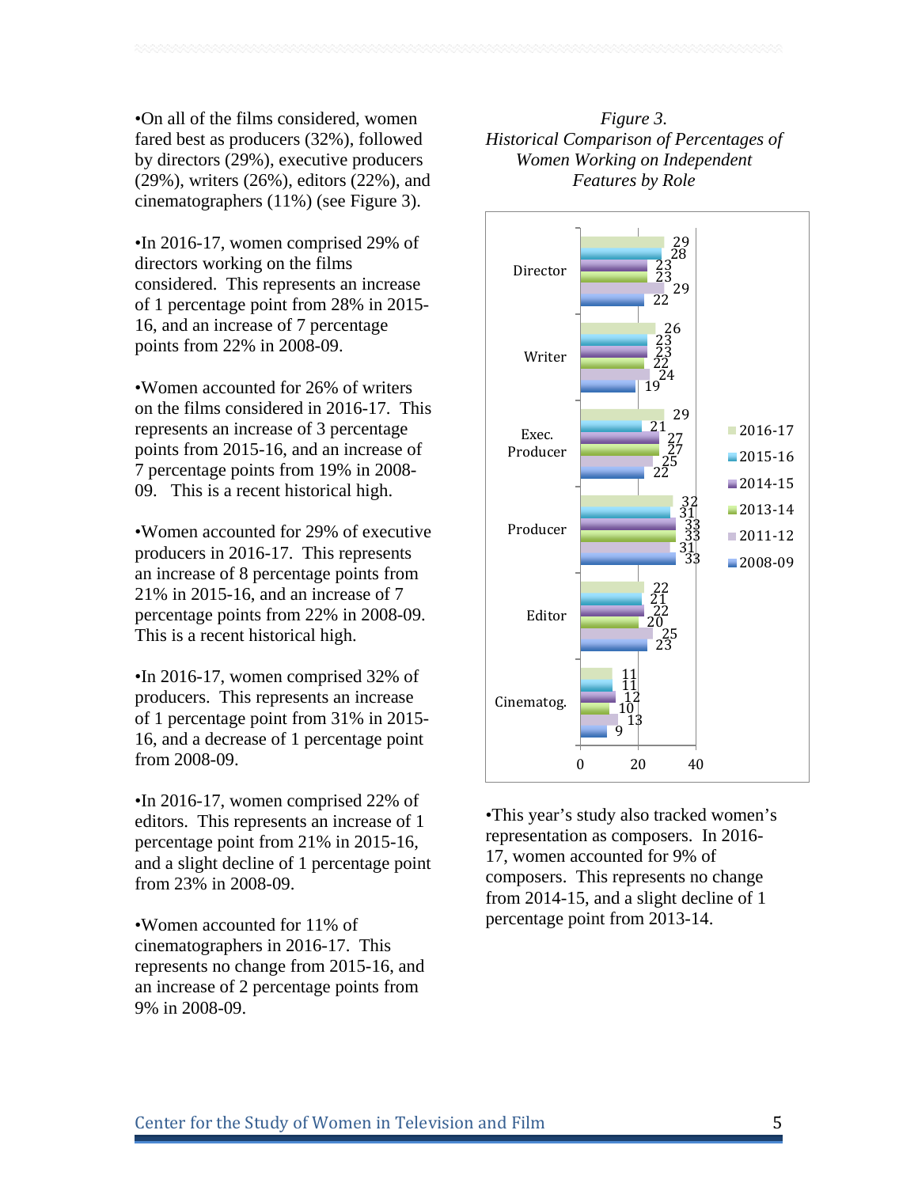•On all of the films considered, women fared best as producers (32%), followed by directors (29%), executive producers (29%), writers (26%), editors (22%), and cinematographers (11%) (see Figure 3).

•In 2016-17, women comprised 29% of directors working on the films considered. This represents an increase of 1 percentage point from 28% in 2015-16, and an increase of 7 percentage points from 22% in 2008-09.

•Women accounted for 26% of writers on the films considered in 2016-17. This represents an increase of 3 percentage points from 2015-16, and an increase of 7 percentage points from 19% in 2008-09. This is a recent historical high.

•Women accounted for 29% of executive producers in 2016-17. This represents an increase of 8 percentage points from 21% in 2015-16, and an increase of 7 percentage points from 22% in 2008-09. This is a recent historical high.

•In 2016-17, women comprised 32% of producers. This represents an increase of 1 percentage point from 31% in 2015-16, and a decrease of 1 percentage point from 2008-09.

•In 2016-17, women comprised 22% of editors. This represents an increase of 1 percentage point from 21% in 2015-16, and a slight decline of 1 percentage point from 23% in 2008-09.

•Women accounted for 11% of cinematographers in 2016-17. This represents no change from 2015-16, and an increase of 2 percentage points from 9% in 2008-09.

*Figure 3.*
*Historical Comparison of Percentages of Women Working on Independent Features by Role*

Director: 29, 28, 23, 23, 29, 22
Writer: 26, 23, 23, 22, 24, 19
Exec. Producer: 29, 21, 27, 27, 25, 22
Producer: 32, 31, 33, 33, 31, 33
Editor: 22, 21, 22, 20, 25, 23
Cinematog.: 11, 11, 12, 10, 13, 9

0 20 40

2016-17
2015-16
2014-15
2013-14
2011-12
2008-09

•This year's study also tracked women's representation as composers. In 2016-17, women accounted for 9% of composers. This represents no change from 2014-15, and a slight decline of 1 percentage point from 2013-14.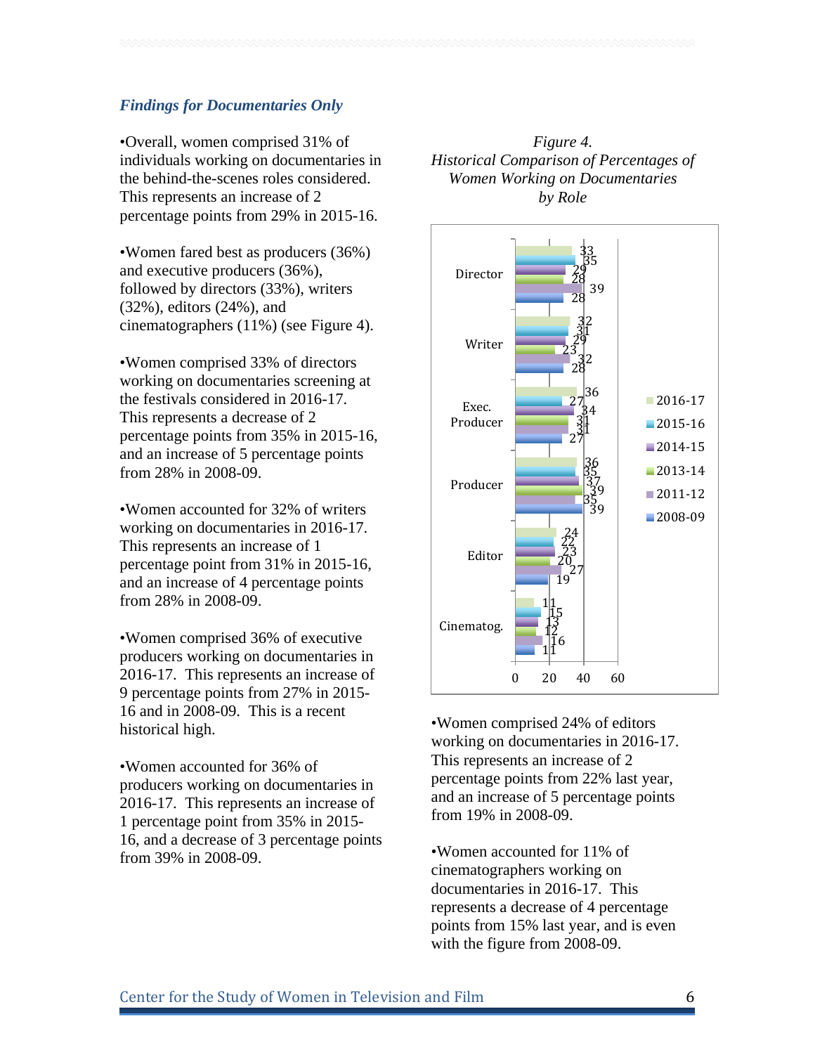### *Findings for Documentaries Only*

•Overall, women comprised 31% of individuals working on documentaries in the behind-the-scenes roles considered. This represents an increase of 2 percentage points from 29% in 2015-16.

•Women fared best as producers (36%) and executive producers (36%), followed by directors (33%), writers (32%), editors (24%), and cinematographers (11%) (see Figure 4).

•Women comprised 33% of directors working on documentaries screening at the festivals considered in 2016-17. This represents a decrease of 2 percentage points from 35% in 2015-16, and an increase of 5 percentage points from 28% in 2008-09.

•Women accounted for 32% of writers working on documentaries in 2016-17. This represents an increase of 1 percentage point from 31% in 2015-16, and an increase of 4 percentage points from 28% in 2008-09.

•Women comprised 36% of executive producers working on documentaries in 2016-17. This represents an increase of 9 percentage points from 27% in 2015-16 and in 2008-09. This is a recent historical high.

•Women accounted for 36% of producers working on documentaries in 2016-17. This represents an increase of 1 percentage point from 35% in 2015-16, and a decrease of 3 percentage points from 39% in 2008-09.

*Figure 4.*
*Historical Comparison of Percentages of Women Working on Documentaries by Role*

Director: 33, 35, 29, 28, 39, 28
Writer: 32, 31, 29, 23, 32, 28
Exec. Producer: 36, 27, 34, 31, 31, 27
Producer: 36, 35, 37, 39, 35, 39
Editor: 24, 22, 23, 20, 27, 19
Cinematog.: 11, 15, 13, 12, 16, 11

0 20 40 60

2016-17
2015-16
2014-15
2013-14
2011-12
2008-09

•Women comprised 24% of editors working on documentaries in 2016-17. This represents an increase of 2 percentage points from 22% last year, and an increase of 5 percentage points from 19% in 2008-09.

•Women accounted for 11% of cinematographers working on documentaries in 2016-17. This represents a decrease of 4 percentage points from 15% last year, and is even with the figure from 2008-09.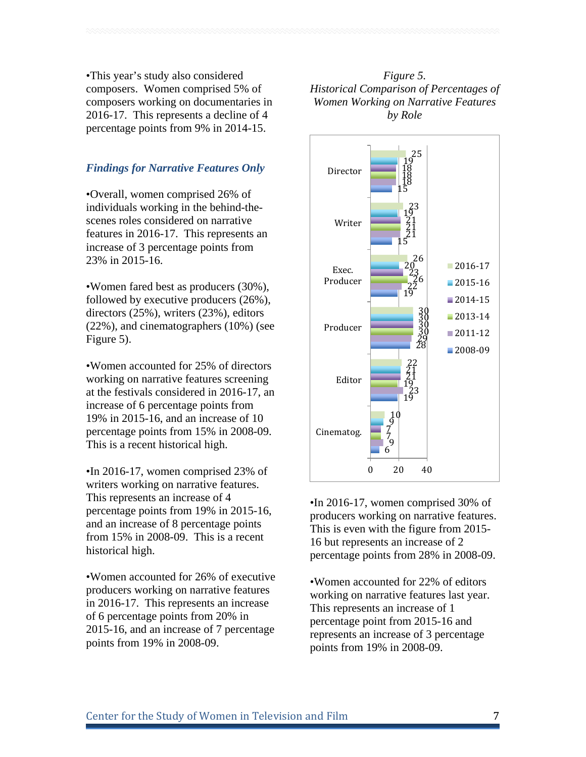•This year's study also considered composers. Women comprised 5% of composers working on documentaries in 2016-17. This represents a decline of 4 percentage points from 9% in 2014-15.

### *Findings for Narrative Features Only*

•Overall, women comprised 26% of individuals working in the behind-the-scenes roles considered on narrative features in 2016-17. This represents an increase of 3 percentage points from 23% in 2015-16.

•Women fared best as producers (30%), followed by executive producers (26%), directors (25%), writers (23%), editors (22%), and cinematographers (10%) (see Figure 5).

•Women accounted for 25% of directors working on narrative features screening at the festivals considered in 2016-17, an increase of 6 percentage points from 19% in 2015-16, and an increase of 10 percentage points from 15% in 2008-09. This is a recent historical high.

•In 2016-17, women comprised 23% of writers working on narrative features. This represents an increase of 4 percentage points from 19% in 2015-16, and an increase of 8 percentage points from 15% in 2008-09. This is a recent historical high.

•Women accounted for 26% of executive producers working on narrative features in 2016-17. This represents an increase of 6 percentage points from 20% in 2015-16, and an increase of 7 percentage points from 19% in 2008-09.

*Figure 5.*
*Historical Comparison of Percentages of Women Working on Narrative Features by Role*

Director
25
19
18
18
18
15

Writer
23
19
21
21
21
15

Exec. Producer
26
20
23
26
22
19

Producer
30
30
30
30
29
28

Editor
22
21
21
19
23
19

Cinematog.
10
9
7
7
9
6

0 20 40

2016-17
2015-16
2014-15
2013-14
2011-12
2008-09

•In 2016-17, women comprised 30% of producers working on narrative features. This is even with the figure from 2015-16 but represents an increase of 2 percentage points from 28% in 2008-09.

•Women accounted for 22% of editors working on narrative features last year. This represents an increase of 1 percentage point from 2015-16 and represents an increase of 3 percentage points from 19% in 2008-09.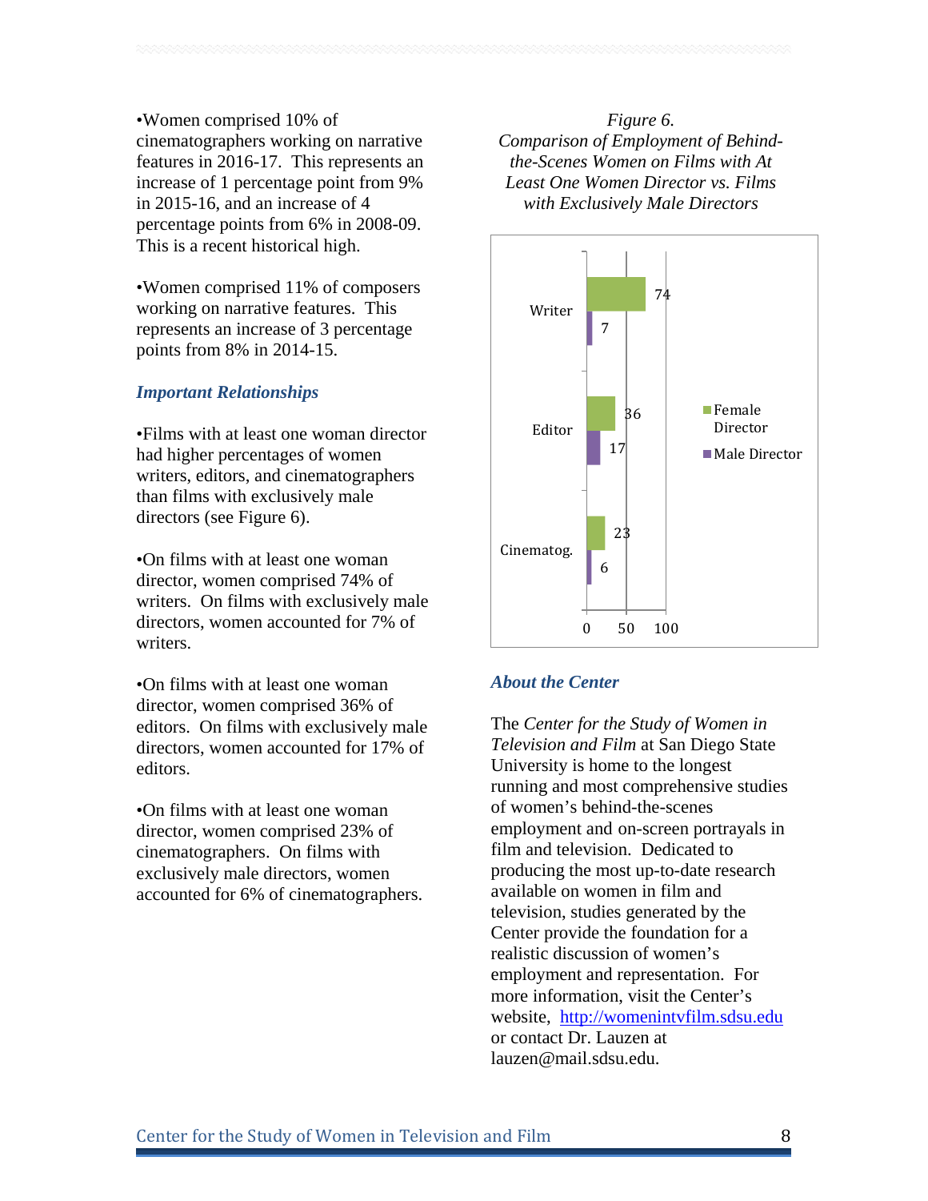•Women comprised 10% of cinematographers working on narrative features in 2016-17. This represents an increase of 1 percentage point from 9% in 2015-16, and an increase of 4 percentage points from 6% in 2008-09. This is a recent historical high.

•Women comprised 11% of composers working on narrative features. This represents an increase of 3 percentage points from 8% in 2014-15.

### *Important Relationships*

•Films with at least one woman director had higher percentages of women writers, editors, and cinematographers than films with exclusively male directors (see Figure 6).

•On films with at least one woman director, women comprised 74% of writers. On films with exclusively male directors, women accounted for 7% of writers.

•On films with at least one woman director, women comprised 36% of editors. On films with exclusively male directors, women accounted for 17% of editors.

•On films with at least one woman director, women comprised 23% of cinematographers. On films with exclusively male directors, women accounted for 6% of cinematographers.

*Figure 6.*
*Comparison of Employment of Behind-the-Scenes Women on Films with At Least One Women Director vs. Films with Exclusively Male Directors*

Writer
74
7
Editor
36
17
Cinematog.
23
6
0
50
100
Female Director
Male Director

### *About the Center*

The *Center for the Study of Women in Television and Film* at San Diego State University is home to the longest running and most comprehensive studies of women's behind-the-scenes employment and on-screen portrayals in film and television. Dedicated to producing the most up-to-date research available on women in film and television, studies generated by the Center provide the foundation for a realistic discussion of women's employment and representation. For more information, visit the Center's website, http://womenintvfilm.sdsu.edu or contact Dr. Lauzen at lauzen@mail.sdsu.edu.